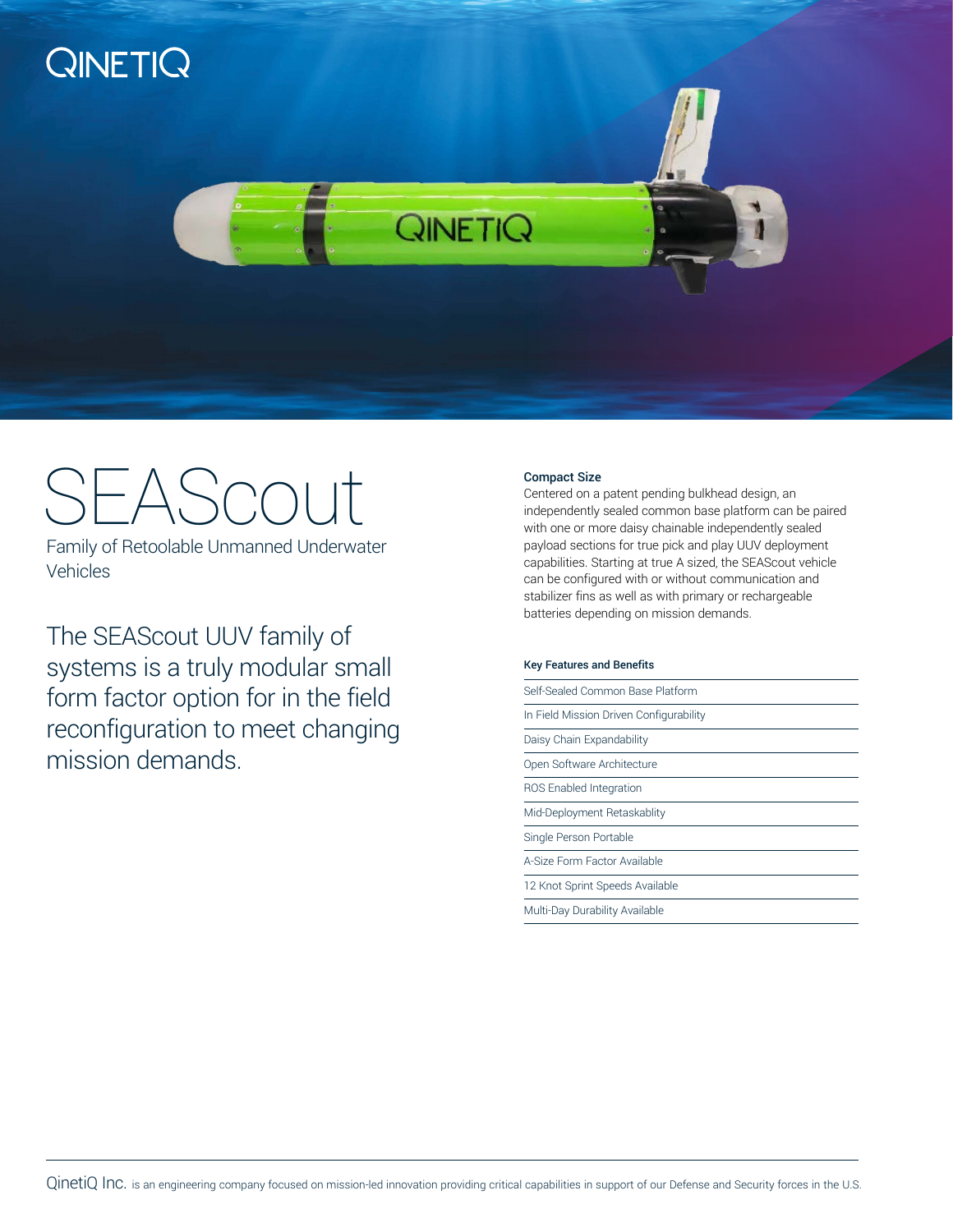# SEAScout

Family of Retoolable Unmanned Underwater Vehicles

The SEAScout UUV family of systems is a truly modular small form factor option for in the field reconfiguration to meet changing mission demands.

**Compact Size**

Centered on a patent pending bulkhead design, an independently sealed common base platform can be paired with one or more daisy chainable independently sealed payload sections for true pick and play UUV deployment capabilities. Starting at true A sized, the SEAScout vehicle can be configured with or without communication and stabilizer fins as well as with primary or rechargeable batteries depending on mission demands.

| Key Features and Benefits |
| --- |
| Self-Sealed Common Base Platform |
| In Field Mission Driven Configurability |
| Daisy Chain Expandability |
| Open Software Architecture |
| ROS Enabled Integration |
| Mid-Deployment Retaskablity |
| Single Person Portable |
| A-Size Form Factor Available |
| 12 Knot Sprint Speeds Available |
| Multi-Day Durability Available |

QinetiQ Inc. is an engineering company focused on mission-led innovation providing critical capabilities in support of our Defense and Security forces in the U.S.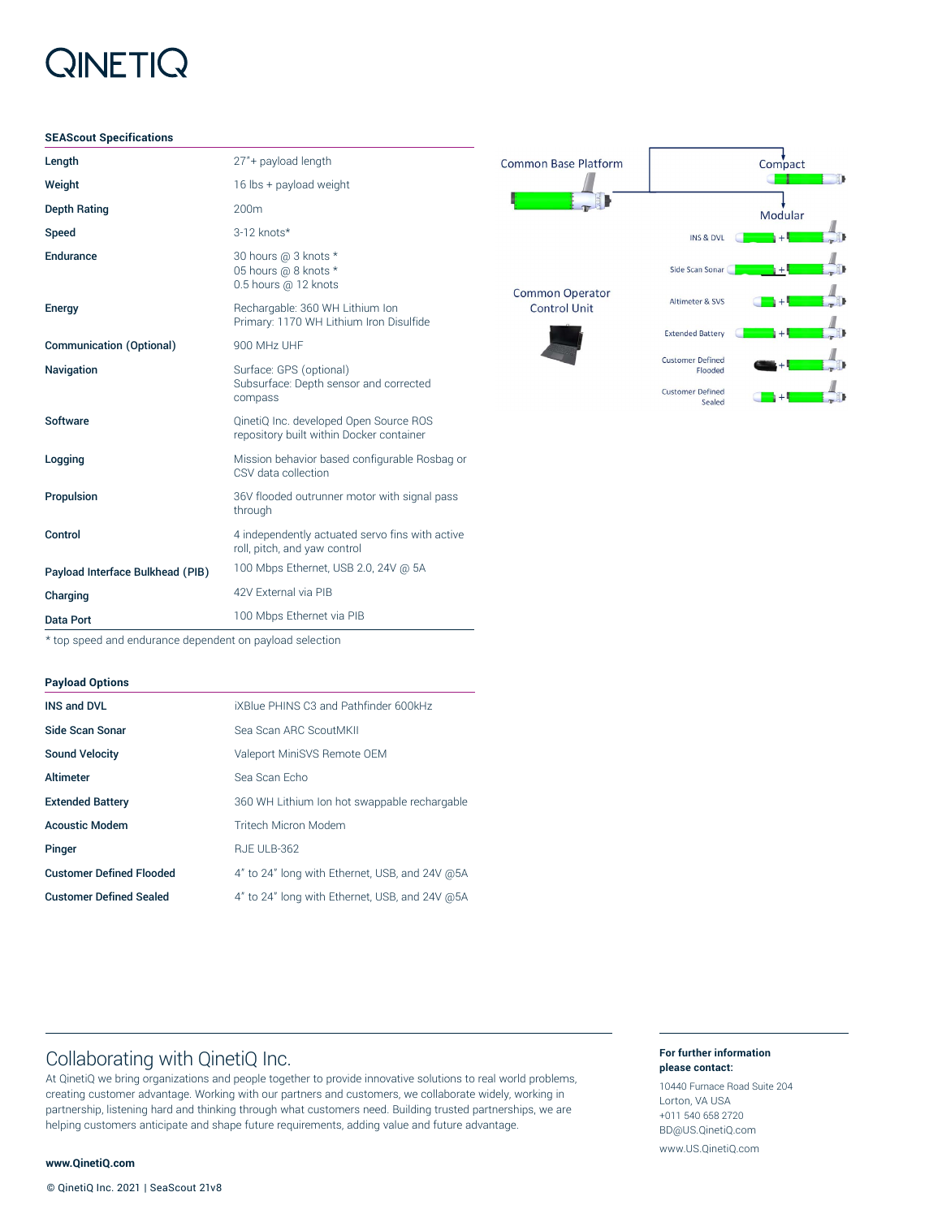### SEAScout Specifications

| | |
|---|---|
| Length | 27"+ payload length |
| Weight | 16 lbs + payload weight |
| Depth Rating | 200m |
| Speed | 3-12 knots* |
| Endurance | 30 hours @ 3 knots *<br>05 hours @ 8 knots *<br>0.5 hours @ 12 knots |
| Energy | Rechargable: 360 WH Lithium Ion<br>Primary: 1170 WH Lithium Iron Disulfide |
| Communication (Optional) | 900 MHz UHF |
| Navigation | Surface: GPS (optional)<br>Subsurface: Depth sensor and corrected compass |
| Software | QinetiQ Inc. developed Open Source ROS repository built within Docker container |
| Logging | Mission behavior based configurable Rosbag or CSV data collection |
| Propulsion | 36V flooded outrunner motor with signal pass through |
| Control | 4 independently actuated servo fins with active roll, pitch, and yaw control |
| Payload Interface Bulkhead (PIB) | 100 Mbps Ethernet, USB 2.0, 24V @ 5A |
| Charging | 42V External via PIB |
| Data Port | 100 Mbps Ethernet via PIB |

* top speed and endurance dependent on payload selection

Common Base Platform

Compact

Modular

INS & DVL

Side Scan Sonar

Altimeter & SVS

Extended Battery

Customer Defined Flooded

Customer Defined Sealed

Common Operator Control Unit

### Payload Options

| | |
|---|---|
| INS and DVL | iXBlue PHINS C3 and Pathfinder 600kHz |
| Side Scan Sonar | Sea Scan ARC ScoutMKII |
| Sound Velocity | Valeport MiniSVS Remote OEM |
| Altimeter | Sea Scan Echo |
| Extended Battery | 360 WH Lithium Ion hot swappable rechargable |
| Acoustic Modem | Tritech Micron Modem |
| Pinger | RJE ULB-362 |
| Customer Defined Flooded | 4" to 24" long with Ethernet, USB, and 24V @5A |
| Customer Defined Sealed | 4" to 24" long with Ethernet, USB, and 24V @5A |

## Collaborating with QinetiQ Inc.

At QinetiQ we bring organizations and people together to provide innovative solutions to real world problems, creating customer advantage. Working with our partners and customers, we collaborate widely, working in partnership, listening hard and thinking through what customers need. Building trusted partnerships, we are helping customers anticipate and shape future requirements, adding value and future advantage.

**For further information please contact:**

10440 Furnace Road Suite 204
Lorton, VA USA
+011 540 658 2720
BD@US.QinetiQ.com
www.US.QinetiQ.com

**www.QinetiQ.com**

© QinetiQ Inc. 2021 | SeaScout 21v8